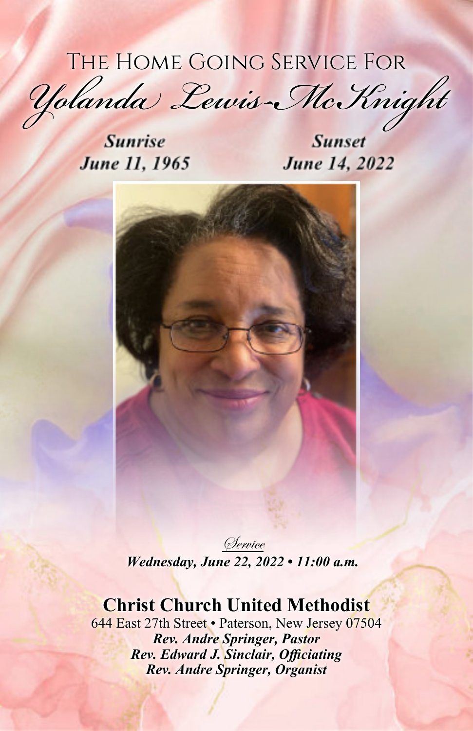# The Home Going Service For

# *Yolanda Lewis-McKnight*

***Sunrise***
***June 11, 1965***

***Sunset***
***June 14, 2022***

*Service*

***Wednesday, June 22, 2022 • 11:00 a.m.***

## Christ Church United Methodist

644 East 27th Street • Paterson, New Jersey 07504

***Rev. Andre Springer, Pastor***
***Rev. Edward J. Sinclair, Officiating***
***Rev. Andre Springer, Organist***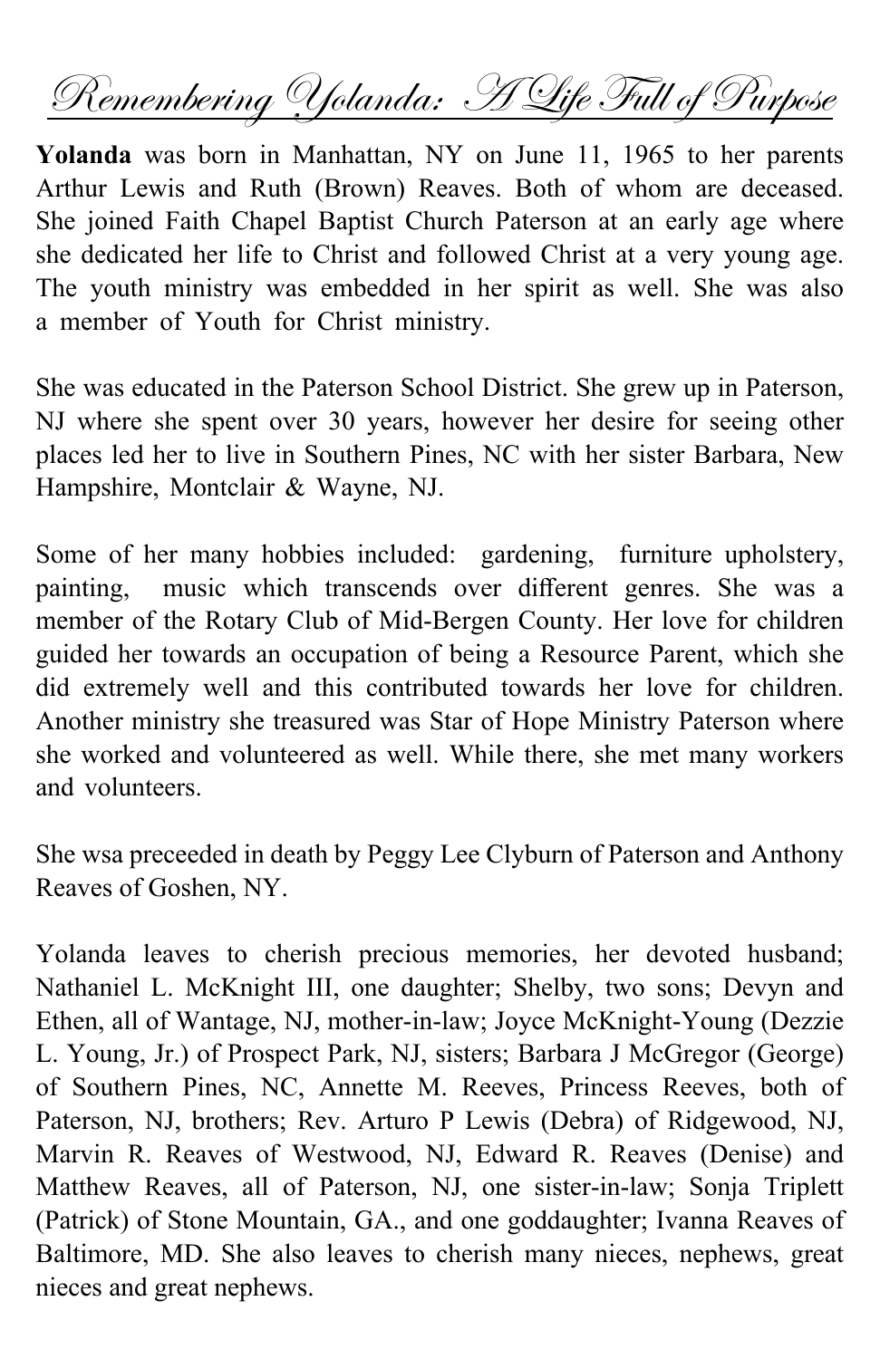# Remembering Yolanda: A Life Full of Purpose

**Yolanda** was born in Manhattan, NY on June 11, 1965 to her parents Arthur Lewis and Ruth (Brown) Reaves. Both of whom are deceased. She joined Faith Chapel Baptist Church Paterson at an early age where she dedicated her life to Christ and followed Christ at a very young age. The youth ministry was embedded in her spirit as well. She was also a member of Youth for Christ ministry.

She was educated in the Paterson School District. She grew up in Paterson, NJ where she spent over 30 years, however her desire for seeing other places led her to live in Southern Pines, NC with her sister Barbara, New Hampshire, Montclair & Wayne, NJ.

Some of her many hobbies included: gardening, furniture upholstery, painting, music which transcends over different genres. She was a member of the Rotary Club of Mid-Bergen County. Her love for children guided her towards an occupation of being a Resource Parent, which she did extremely well and this contributed towards her love for children. Another ministry she treasured was Star of Hope Ministry Paterson where she worked and volunteered as well. While there, she met many workers and volunteers.

She wsa preceeded in death by Peggy Lee Clyburn of Paterson and Anthony Reaves of Goshen, NY.

Yolanda leaves to cherish precious memories, her devoted husband; Nathaniel L. McKnight III, one daughter; Shelby, two sons; Devyn and Ethen, all of Wantage, NJ, mother-in-law; Joyce McKnight-Young (Dezzie L. Young, Jr.) of Prospect Park, NJ, sisters; Barbara J McGregor (George) of Southern Pines, NC, Annette M. Reeves, Princess Reeves, both of Paterson, NJ, brothers; Rev. Arturo P Lewis (Debra) of Ridgewood, NJ, Marvin R. Reaves of Westwood, NJ, Edward R. Reaves (Denise) and Matthew Reaves, all of Paterson, NJ, one sister-in-law; Sonja Triplett (Patrick) of Stone Mountain, GA., and one goddaughter; Ivanna Reaves of Baltimore, MD. She also leaves to cherish many nieces, nephews, great nieces and great nephews.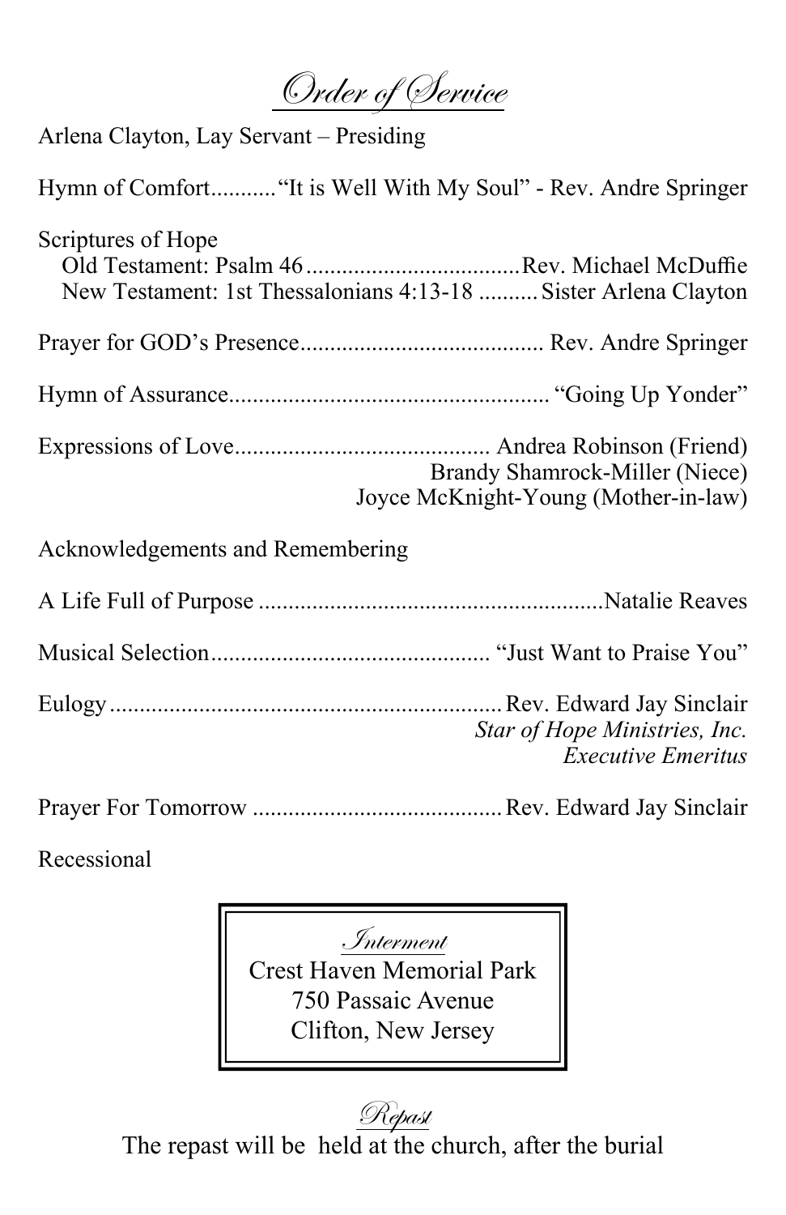# *Order of Service*

Arlena Clayton, Lay Servant – Presiding

Hymn of Comfort........... "It is Well With My Soul" - Rev. Andre Springer

Scriptures of Hope

- Old Testament: Psalm 46 .................................... Rev. Michael McDuffie
- New Testament: 1st Thessalonians 4:13-18 .......... Sister Arlena Clayton

Prayer for GOD's Presence......................................... Rev. Andre Springer

Hymn of Assurance...................................................... "Going Up Yonder"

Expressions of Love........................................... Andrea Robinson (Friend)
Brandy Shamrock-Miller (Niece)
Joyce McKnight-Young (Mother-in-law)

Acknowledgements and Remembering

A Life Full of Purpose .........................................................Natalie Reaves

Musical Selection............................................... "Just Want to Praise You"

Eulogy.................................................................. Rev. Edward Jay Sinclair
*Star of Hope Ministries, Inc.*
*Executive Emeritus*

Prayer For Tomorrow .......................................... Rev. Edward Jay Sinclair

Recessional

## *Interment*

Crest Haven Memorial Park
750 Passaic Avenue
Clifton, New Jersey

## *Repast*

The repast will be held at the church, after the burial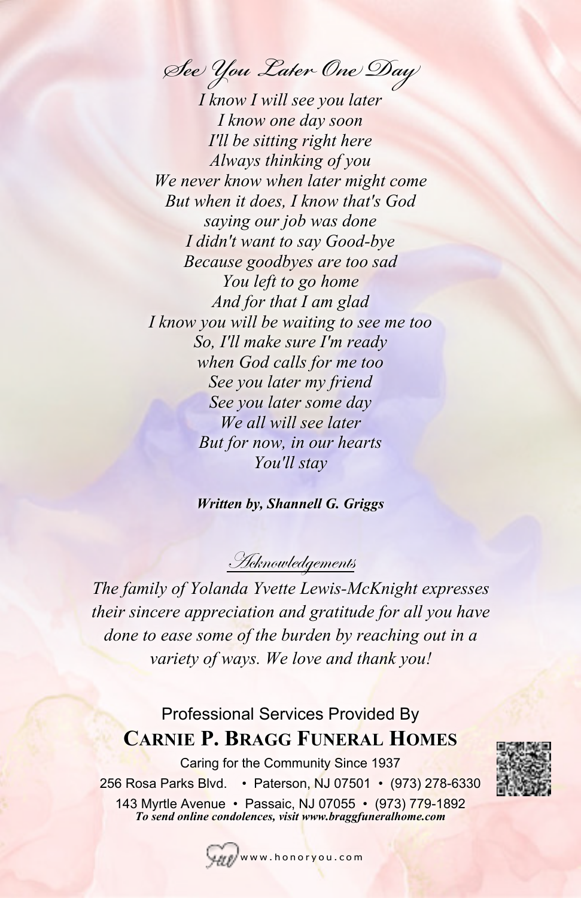## *See You Later One Day*

*I know I will see you later*
*I know one day soon*
*I'll be sitting right here*
*Always thinking of you*
*We never know when later might come*
*But when it does, I know that's God*
*saying our job was done*
*I didn't want to say Good-bye*
*Because goodbyes are too sad*
*You left to go home*
*And for that I am glad*
*I know you will be waiting to see me too*
*So, I'll make sure I'm ready*
*when God calls for me too*
*See you later my friend*
*See you later some day*
*We all will see later*
*But for now, in our hearts*
*You'll stay*

***Written by, Shannell G. Griggs***

## *Acknowledgements*

*The family of Yolanda Yvette Lewis-McKnight expresses their sincere appreciation and gratitude for all you have done to ease some of the burden by reaching out in a variety of ways. We love and thank you!*

Professional Services Provided By

**CARNIE P. BRAGG FUNERAL HOMES**

Caring for the Community Since 1937

256 Rosa Parks Blvd. • Paterson, NJ 07501 • (973) 278-6330

143 Myrtle Avenue • Passaic, NJ 07055 • (973) 779-1892

***To send online condolences, visit www.braggfuneralhome.com***

www.honoryou.com